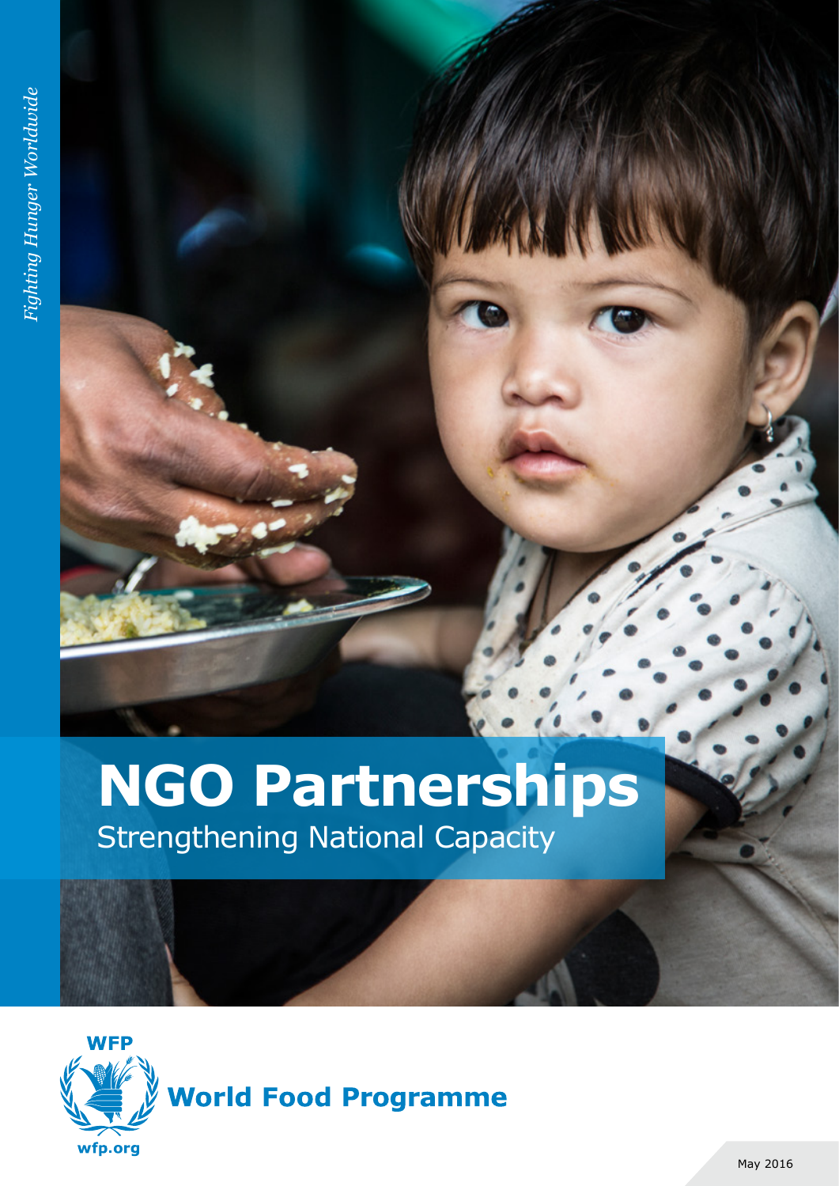*Fighting Hunger Worldwide*

# NGO Partnerships

## Strengthening National Capacity

WFP

World Food Programme

wfp.org

May 2016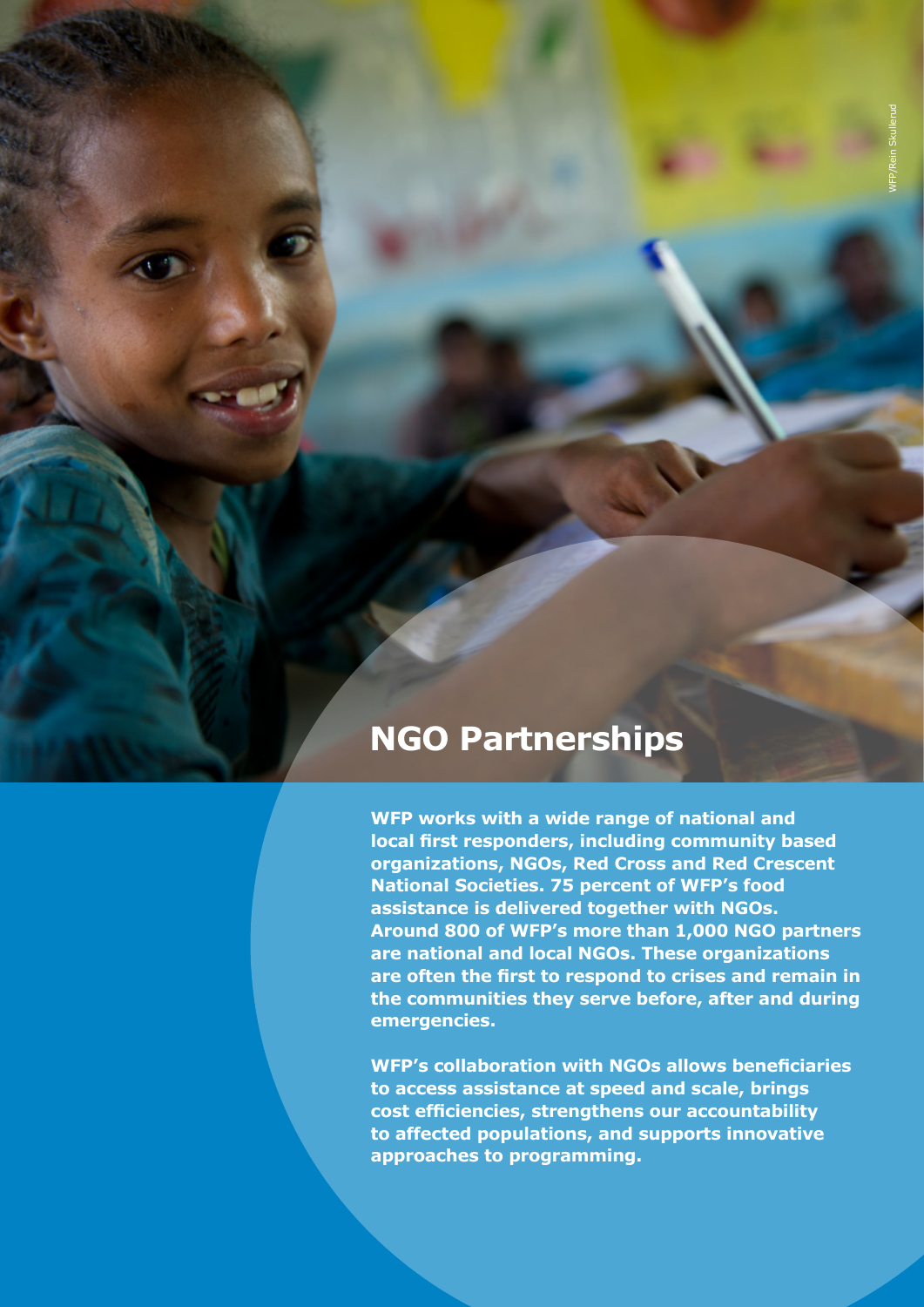## NGO Partnerships

**WFP works with a wide range of national and local first responders, including community based organizations, NGOs, Red Cross and Red Crescent National Societies. 75 percent of WFP's food assistance is delivered together with NGOs. Around 800 of WFP's more than 1,000 NGO partners are national and local NGOs. These organizations are often the first to respond to crises and remain in the communities they serve before, after and during emergencies.**

**WFP's collaboration with NGOs allows beneficiaries to access assistance at speed and scale, brings cost efficiencies, strengthens our accountability to affected populations, and supports innovative approaches to programming.**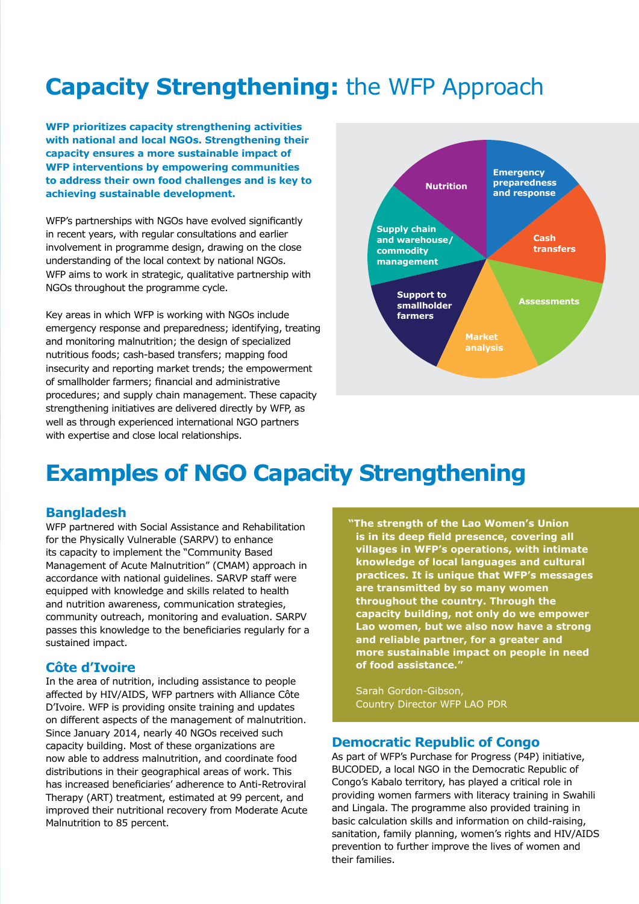# **Capacity Strengthening:** the WFP Approach

**WFP prioritizes capacity strengthening activities with national and local NGOs. Strengthening their capacity ensures a more sustainable impact of WFP interventions by empowering communities to address their own food challenges and is key to achieving sustainable development.**

WFP's partnerships with NGOs have evolved significantly in recent years, with regular consultations and earlier involvement in programme design, drawing on the close understanding of the local context by national NGOs. WFP aims to work in strategic, qualitative partnership with NGOs throughout the programme cycle.

Key areas in which WFP is working with NGOs include emergency response and preparedness; identifying, treating and monitoring malnutrition; the design of specialized nutritious foods; cash-based transfers; mapping food insecurity and reporting market trends; the empowerment of smallholder farmers; financial and administrative procedures; and supply chain management. These capacity strengthening initiatives are delivered directly by WFP, as well as through experienced international NGO partners with expertise and close local relationships.

- Emergency preparedness and response
- Cash transfers
- Assessments
- Market analysis
- Support to smallholder farmers
- Supply chain and warehouse/ commodity management
- Nutrition

# Examples of NGO Capacity Strengthening

## Bangladesh

WFP partnered with Social Assistance and Rehabilitation for the Physically Vulnerable (SARPV) to enhance its capacity to implement the "Community Based Management of Acute Malnutrition" (CMAM) approach in accordance with national guidelines. SARVP staff were equipped with knowledge and skills related to health and nutrition awareness, communication strategies, community outreach, monitoring and evaluation. SARPV passes this knowledge to the beneficiaries regularly for a sustained impact.

## Côte d'Ivoire

In the area of nutrition, including assistance to people affected by HIV/AIDS, WFP partners with Alliance Côte D'Ivoire. WFP is providing onsite training and updates on different aspects of the management of malnutrition. Since January 2014, nearly 40 NGOs received such capacity building. Most of these organizations are now able to address malnutrition, and coordinate food distributions in their geographical areas of work. This has increased beneficiaries' adherence to Anti-Retroviral Therapy (ART) treatment, estimated at 99 percent, and improved their nutritional recovery from Moderate Acute Malnutrition to 85 percent.

> **"The strength of the Lao Women's Union is in its deep field presence, covering all villages in WFP's operations, with intimate knowledge of local languages and cultural practices. It is unique that WFP's messages are transmitted by so many women throughout the country. Through the capacity building, not only do we empower Lao women, but we also now have a strong and reliable partner, for a greater and more sustainable impact on people in need of food assistance."**
>
> Sarah Gordon-Gibson,
> Country Director WFP LAO PDR

## Democratic Republic of Congo

As part of WFP's Purchase for Progress (P4P) initiative, BUCODED, a local NGO in the Democratic Republic of Congo's Kabalo territory, has played a critical role in providing women farmers with literacy training in Swahili and Lingala. The programme also provided training in basic calculation skills and information on child-raising, sanitation, family planning, women's rights and HIV/AIDS prevention to further improve the lives of women and their families.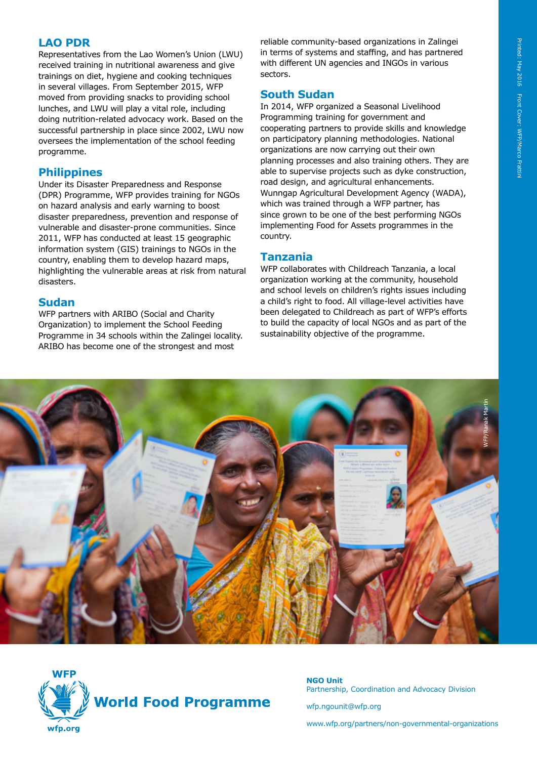## LAO PDR

Representatives from the Lao Women's Union (LWU) received training in nutritional awareness and give trainings on diet, hygiene and cooking techniques in several villages. From September 2015, WFP moved from providing snacks to providing school lunches, and LWU will play a vital role, including doing nutrition-related advocacy work. Based on the successful partnership in place since 2002, LWU now oversees the implementation of the school feeding programme.

## Philippines

Under its Disaster Preparedness and Response (DPR) Programme, WFP provides training for NGOs on hazard analysis and early warning to boost disaster preparedness, prevention and response of vulnerable and disaster-prone communities. Since 2011, WFP has conducted at least 15 geographic information system (GIS) trainings to NGOs in the country, enabling them to develop hazard maps, highlighting the vulnerable areas at risk from natural disasters.

## Sudan

WFP partners with ARIBO (Social and Charity Organization) to implement the School Feeding Programme in 34 schools within the Zalingei locality. ARIBO has become one of the strongest and most reliable community-based organizations in Zalingei in terms of systems and staffing, and has partnered with different UN agencies and INGOs in various sectors.

## South Sudan

In 2014, WFP organized a Seasonal Livelihood Programming training for government and cooperating partners to provide skills and knowledge on participatory planning methodologies. National organizations are now carrying out their own planning processes and also training others. They are able to supervise projects such as dyke construction, road design, and agricultural enhancements. Wunngap Agricultural Development Agency (WADA), which was trained through a WFP partner, has since grown to be one of the best performing NGOs implementing Food for Assets programmes in the country.

## Tanzania

WFP collaborates with Childreach Tanzania, a local organization working at the community, household and school levels on children's rights issues including a child's right to food. All village-level activities have been delegated to Childreach as part of WFP's efforts to build the capacity of local NGOs and as part of the sustainability objective of the programme.

WFP/Ranak Martin

Printed: May 2016 Front Cover: WFP/Marco Frattini

WFP
World Food Programme
wfp.org

**NGO Unit**
Partnership, Coordination and Advocacy Division

wfp.ngounit@wfp.org

www.wfp.org/partners/non-governmental-organizations